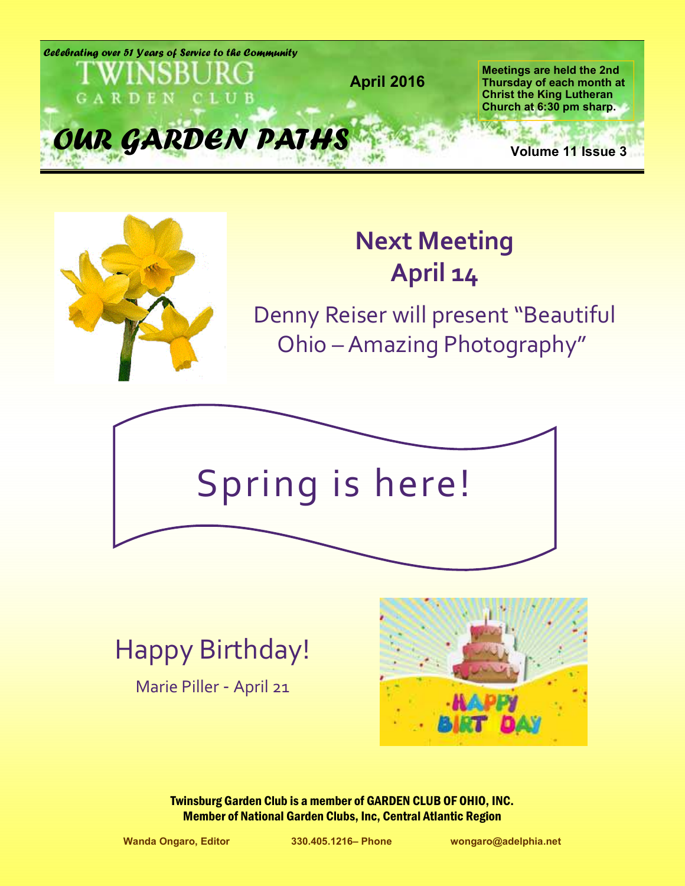*Celebrating over 51 Years of Service to the Community*

TWINSBURG GARDEN CLUB

April 2016

**Meetings are held the 2nd Thursday of each month at Christ the King Lutheran Church at 6:30 pm sharp.**

# OUR GARDEN PATHS

**Volume 11 Issue 3**

## Next Meeting
## April 14

Denny Reiser will present "Beautiful Ohio – Amazing Photography"

# Spring is here!

## Happy Birthday!

Marie Piller - April 21

**Twinsburg Garden Club is a member of GARDEN CLUB OF OHIO, INC.**
**Member of National Garden Clubs, Inc, Central Atlantic Region**

Wanda Ongaro, Editor 330.405.1216– Phone wongaro@adelphia.net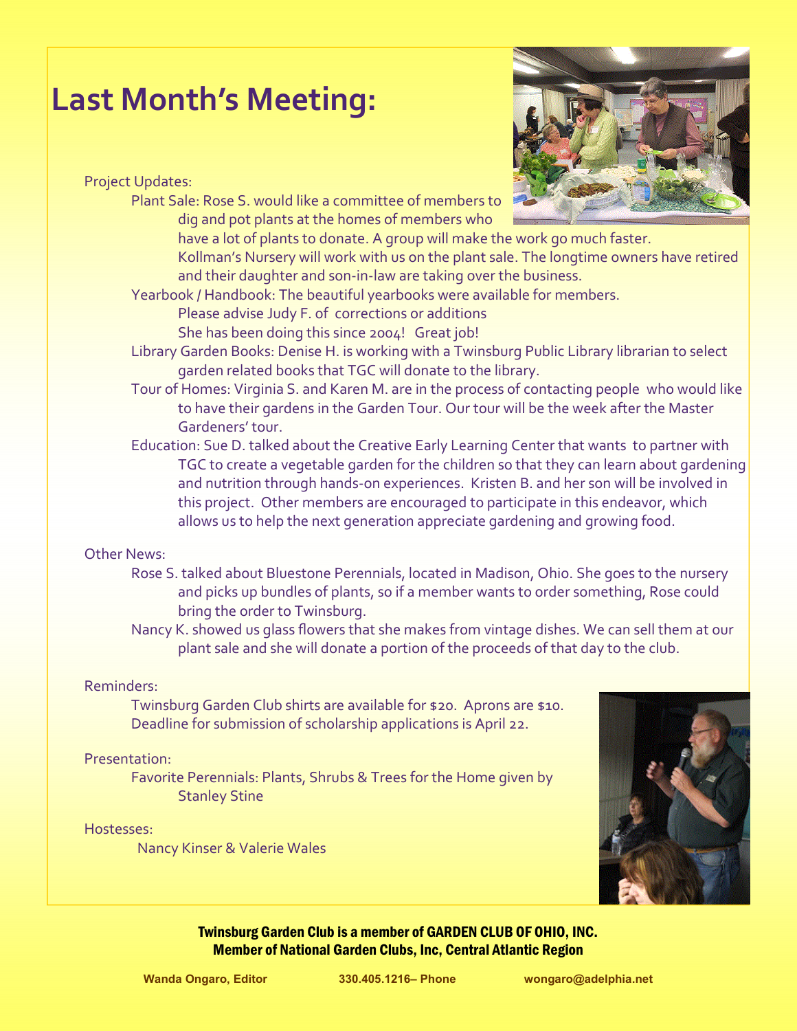# Last Month's Meeting:

Project Updates:

- Plant Sale: Rose S. would like a committee of members to dig and pot plants at the homes of members who have a lot of plants to donate. A group will make the work go much faster. Kollman's Nursery will work with us on the plant sale. The longtime owners have retired and their daughter and son-in-law are taking over the business.
- Yearbook / Handbook: The beautiful yearbooks were available for members. Please advise Judy F. of corrections or additions. She has been doing this since 2004! Great job!
- Library Garden Books: Denise H. is working with a Twinsburg Public Library librarian to select garden related books that TGC will donate to the library.
- Tour of Homes: Virginia S. and Karen M. are in the process of contacting people who would like to have their gardens in the Garden Tour. Our tour will be the week after the Master Gardeners' tour.
- Education: Sue D. talked about the Creative Early Learning Center that wants to partner with TGC to create a vegetable garden for the children so that they can learn about gardening and nutrition through hands-on experiences. Kristen B. and her son will be involved in this project. Other members are encouraged to participate in this endeavor, which allows us to help the next generation appreciate gardening and growing food.

Other News:

- Rose S. talked about Bluestone Perennials, located in Madison, Ohio. She goes to the nursery and picks up bundles of plants, so if a member wants to order something, Rose could bring the order to Twinsburg.
- Nancy K. showed us glass flowers that she makes from vintage dishes. We can sell them at our plant sale and she will donate a portion of the proceeds of that day to the club.

Reminders:

- Twinsburg Garden Club shirts are available for $20. Aprons are $10.
- Deadline for submission of scholarship applications is April 22.

Presentation:

- Favorite Perennials: Plants, Shrubs & Trees for the Home given by Stanley Stine

Hostesses:

- Nancy Kinser & Valerie Wales

**Twinsburg Garden Club is a member of GARDEN CLUB OF OHIO, INC.**
**Member of National Garden Clubs, Inc, Central Atlantic Region**

Wanda Ongaro, Editor | 330.405.1216– Phone | wongaro@adelphia.net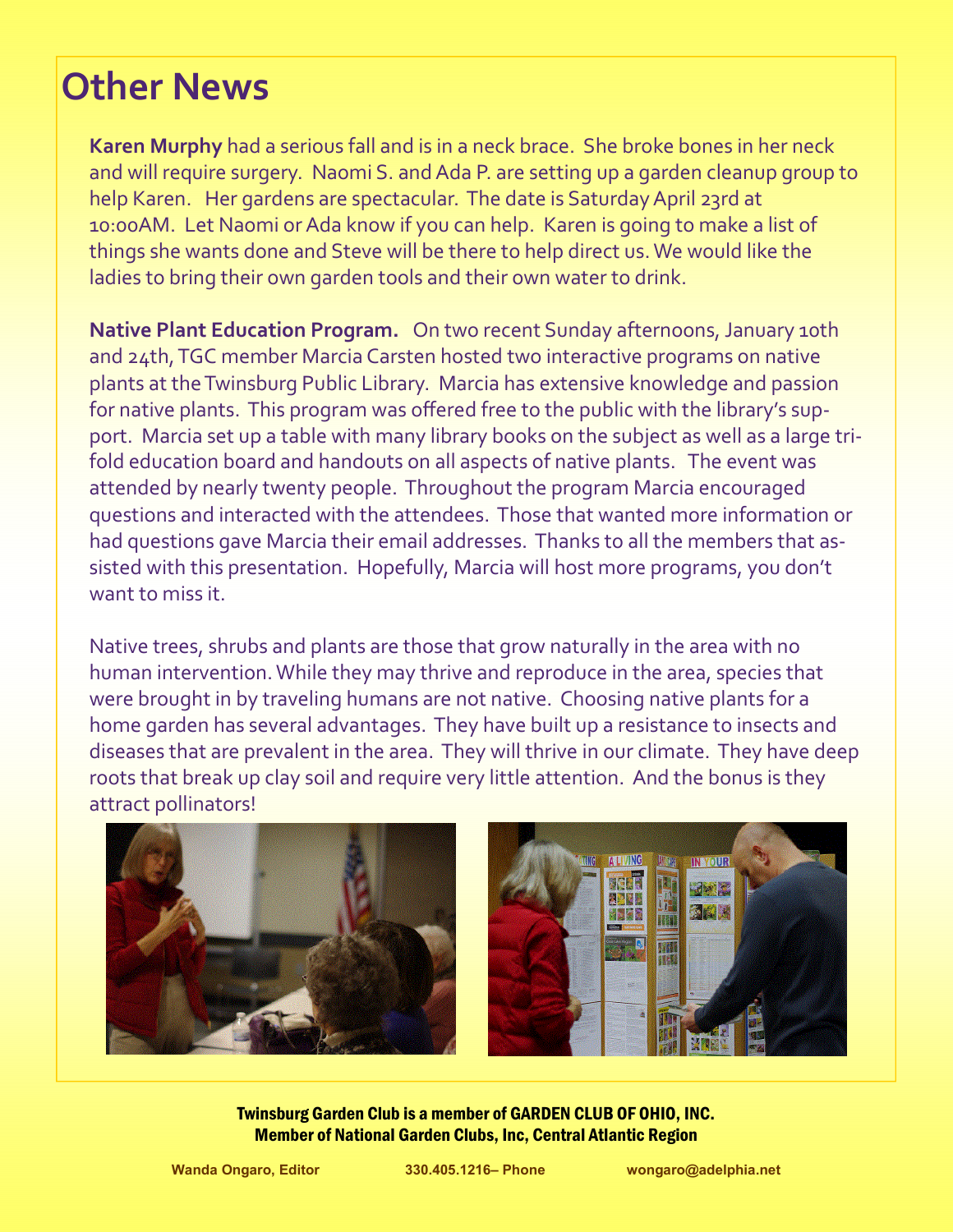# Other News

**Karen Murphy** had a serious fall and is in a neck brace. She broke bones in her neck and will require surgery. Naomi S. and Ada P. are setting up a garden cleanup group to help Karen. Her gardens are spectacular. The date is Saturday April 23rd at 10:00AM. Let Naomi or Ada know if you can help. Karen is going to make a list of things she wants done and Steve will be there to help direct us. We would like the ladies to bring their own garden tools and their own water to drink.

**Native Plant Education Program.** On two recent Sunday afternoons, January 10th and 24th, TGC member Marcia Carsten hosted two interactive programs on native plants at the Twinsburg Public Library. Marcia has extensive knowledge and passion for native plants. This program was offered free to the public with the library's support. Marcia set up a table with many library books on the subject as well as a large tri-fold education board and handouts on all aspects of native plants. The event was attended by nearly twenty people. Throughout the program Marcia encouraged questions and interacted with the attendees. Those that wanted more information or had questions gave Marcia their email addresses. Thanks to all the members that assisted with this presentation. Hopefully, Marcia will host more programs, you don't want to miss it.

Native trees, shrubs and plants are those that grow naturally in the area with no human intervention. While they may thrive and reproduce in the area, species that were brought in by traveling humans are not native. Choosing native plants for a home garden has several advantages. They have built up a resistance to insects and diseases that are prevalent in the area. They will thrive in our climate. They have deep roots that break up clay soil and require very little attention. And the bonus is they attract pollinators!

**Twinsburg Garden Club is a member of GARDEN CLUB OF OHIO, INC.**
**Member of National Garden Clubs, Inc, Central Atlantic Region**

Wanda Ongaro, Editor | 330.405.1216– Phone | wongaro@adelphia.net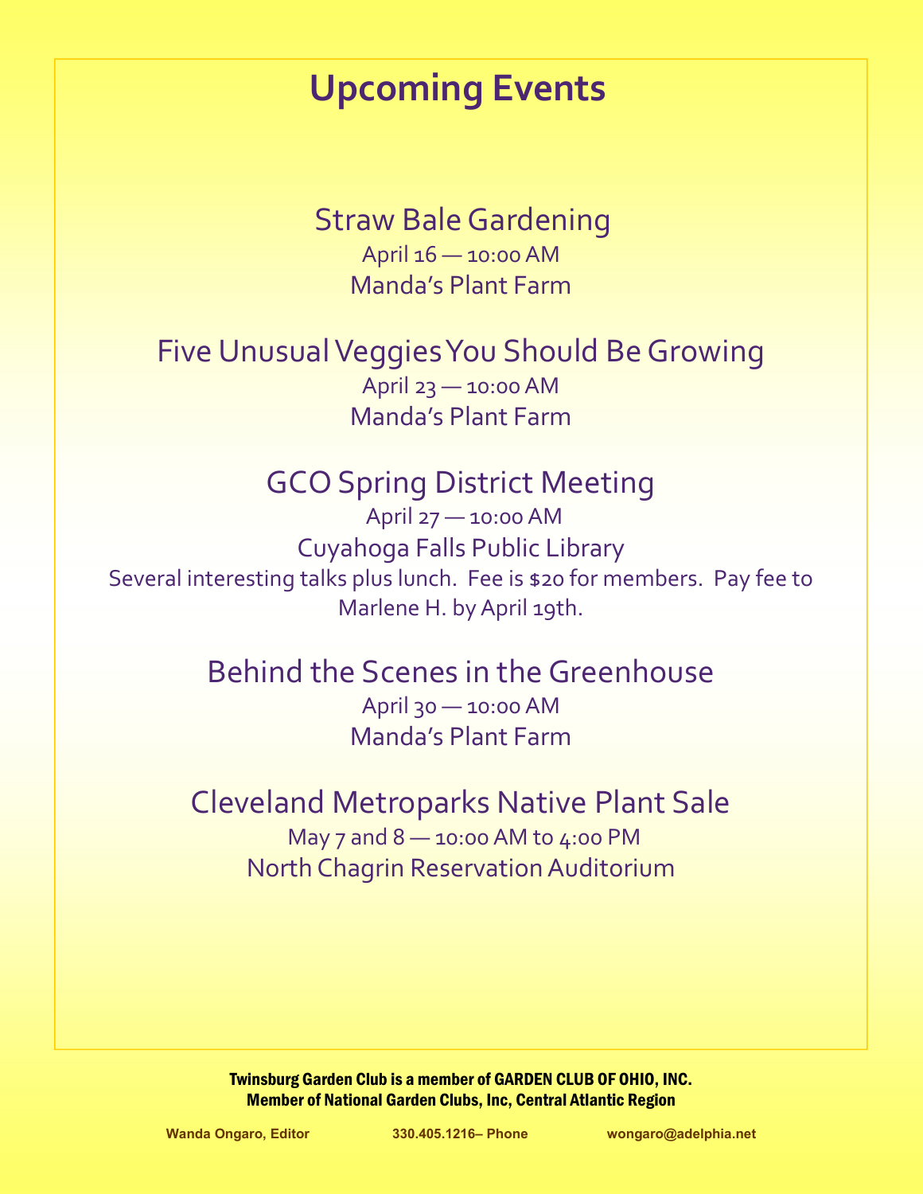# Upcoming Events

## Straw Bale Gardening

April 16 — 10:00 AM

Manda's Plant Farm

## Five Unusual Veggies You Should Be Growing

April 23 — 10:00 AM

Manda's Plant Farm

## GCO Spring District Meeting

April 27 — 10:00 AM

Cuyahoga Falls Public Library

Several interesting talks plus lunch. Fee is $20 for members. Pay fee to Marlene H. by April 19th.

## Behind the Scenes in the Greenhouse

April 30 — 10:00 AM

Manda's Plant Farm

## Cleveland Metroparks Native Plant Sale

May 7 and 8 — 10:00 AM to 4:00 PM

North Chagrin Reservation Auditorium

**Twinsburg Garden Club is a member of GARDEN CLUB OF OHIO, INC.**
**Member of National Garden Clubs, Inc, Central Atlantic Region**

Wanda Ongaro, Editor    330.405.1216– Phone    wongaro@adelphia.net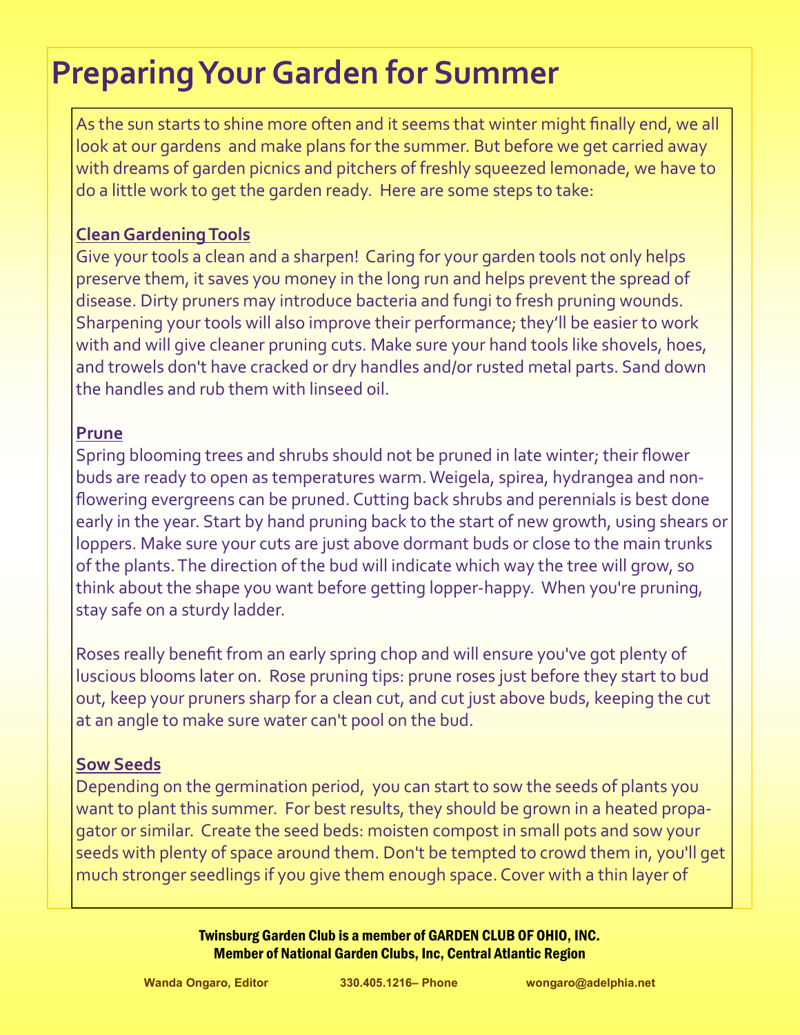# Preparing Your Garden for Summer

As the sun starts to shine more often and it seems that winter might finally end, we all look at our gardens and make plans for the summer. But before we get carried away with dreams of garden picnics and pitchers of freshly squeezed lemonade, we have to do a little work to get the garden ready. Here are some steps to take:

## Clean Gardening Tools

Give your tools a clean and a sharpen! Caring for your garden tools not only helps preserve them, it saves you money in the long run and helps prevent the spread of disease. Dirty pruners may introduce bacteria and fungi to fresh pruning wounds. Sharpening your tools will also improve their performance; they'll be easier to work with and will give cleaner pruning cuts. Make sure your hand tools like shovels, hoes, and trowels don't have cracked or dry handles and/or rusted metal parts. Sand down the handles and rub them with linseed oil.

## Prune

Spring blooming trees and shrubs should not be pruned in late winter; their flower buds are ready to open as temperatures warm. Weigela, spirea, hydrangea and non-flowering evergreens can be pruned. Cutting back shrubs and perennials is best done early in the year. Start by hand pruning back to the start of new growth, using shears or loppers. Make sure your cuts are just above dormant buds or close to the main trunks of the plants. The direction of the bud will indicate which way the tree will grow, so think about the shape you want before getting lopper-happy. When you're pruning, stay safe on a sturdy ladder.

Roses really benefit from an early spring chop and will ensure you've got plenty of luscious blooms later on. Rose pruning tips: prune roses just before they start to bud out, keep your pruners sharp for a clean cut, and cut just above buds, keeping the cut at an angle to make sure water can't pool on the bud.

## Sow Seeds

Depending on the germination period, you can start to sow the seeds of plants you want to plant this summer. For best results, they should be grown in a heated propagator or similar. Create the seed beds: moisten compost in small pots and sow your seeds with plenty of space around them. Don't be tempted to crowd them in, you'll get much stronger seedlings if you give them enough space. Cover with a thin layer of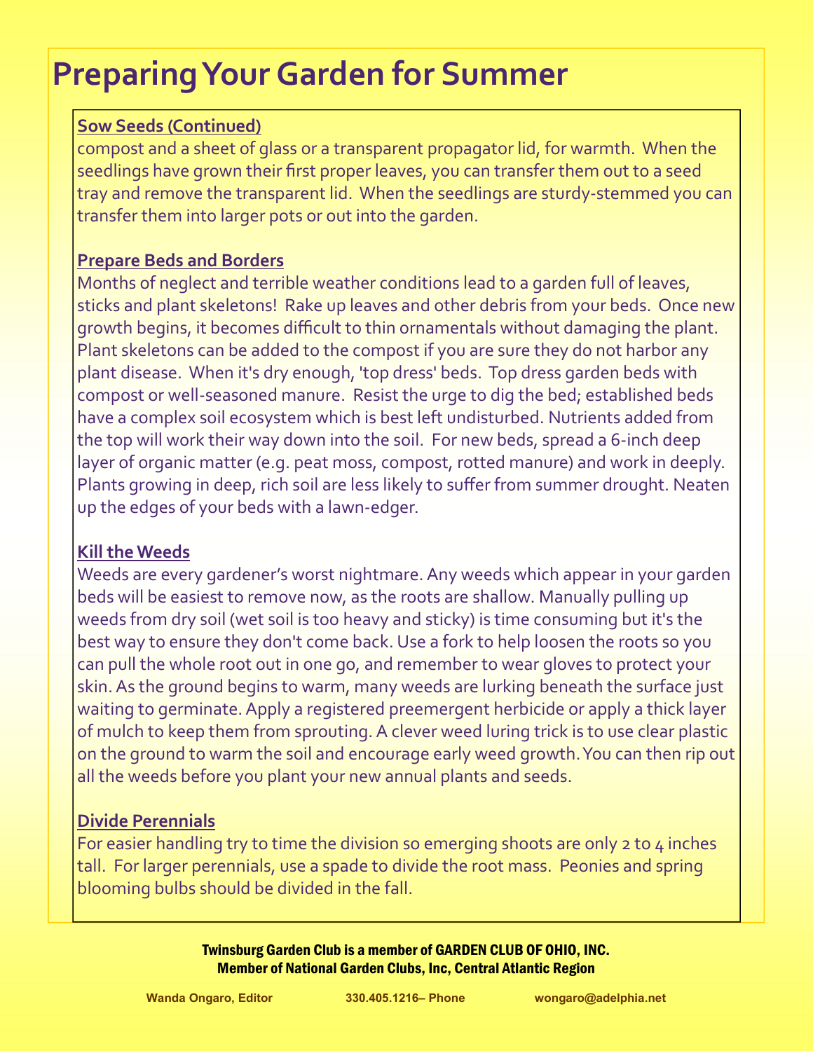# Preparing Your Garden for Summer

**Sow Seeds (Continued)**

compost and a sheet of glass or a transparent propagator lid, for warmth. When the seedlings have grown their first proper leaves, you can transfer them out to a seed tray and remove the transparent lid. When the seedlings are sturdy-stemmed you can transfer them into larger pots or out into the garden.

**Prepare Beds and Borders**

Months of neglect and terrible weather conditions lead to a garden full of leaves, sticks and plant skeletons! Rake up leaves and other debris from your beds. Once new growth begins, it becomes difficult to thin ornamentals without damaging the plant. Plant skeletons can be added to the compost if you are sure they do not harbor any plant disease. When it's dry enough, 'top dress' beds. Top dress garden beds with compost or well-seasoned manure. Resist the urge to dig the bed; established beds have a complex soil ecosystem which is best left undisturbed. Nutrients added from the top will work their way down into the soil. For new beds, spread a 6-inch deep layer of organic matter (e.g. peat moss, compost, rotted manure) and work in deeply. Plants growing in deep, rich soil are less likely to suffer from summer drought. Neaten up the edges of your beds with a lawn-edger.

**Kill the Weeds**

Weeds are every gardener's worst nightmare. Any weeds which appear in your garden beds will be easiest to remove now, as the roots are shallow. Manually pulling up weeds from dry soil (wet soil is too heavy and sticky) is time consuming but it's the best way to ensure they don't come back. Use a fork to help loosen the roots so you can pull the whole root out in one go, and remember to wear gloves to protect your skin. As the ground begins to warm, many weeds are lurking beneath the surface just waiting to germinate. Apply a registered preemergent herbicide or apply a thick layer of mulch to keep them from sprouting. A clever weed luring trick is to use clear plastic on the ground to warm the soil and encourage early weed growth. You can then rip out all the weeds before you plant your new annual plants and seeds.

**Divide Perennials**

For easier handling try to time the division so emerging shoots are only 2 to 4 inches tall. For larger perennials, use a spade to divide the root mass. Peonies and spring blooming bulbs should be divided in the fall.

**Twinsburg Garden Club is a member of GARDEN CLUB OF OHIO, INC.**
**Member of National Garden Clubs, Inc, Central Atlantic Region**

Wanda Ongaro, Editor 330.405.1216– Phone wongaro@adelphia.net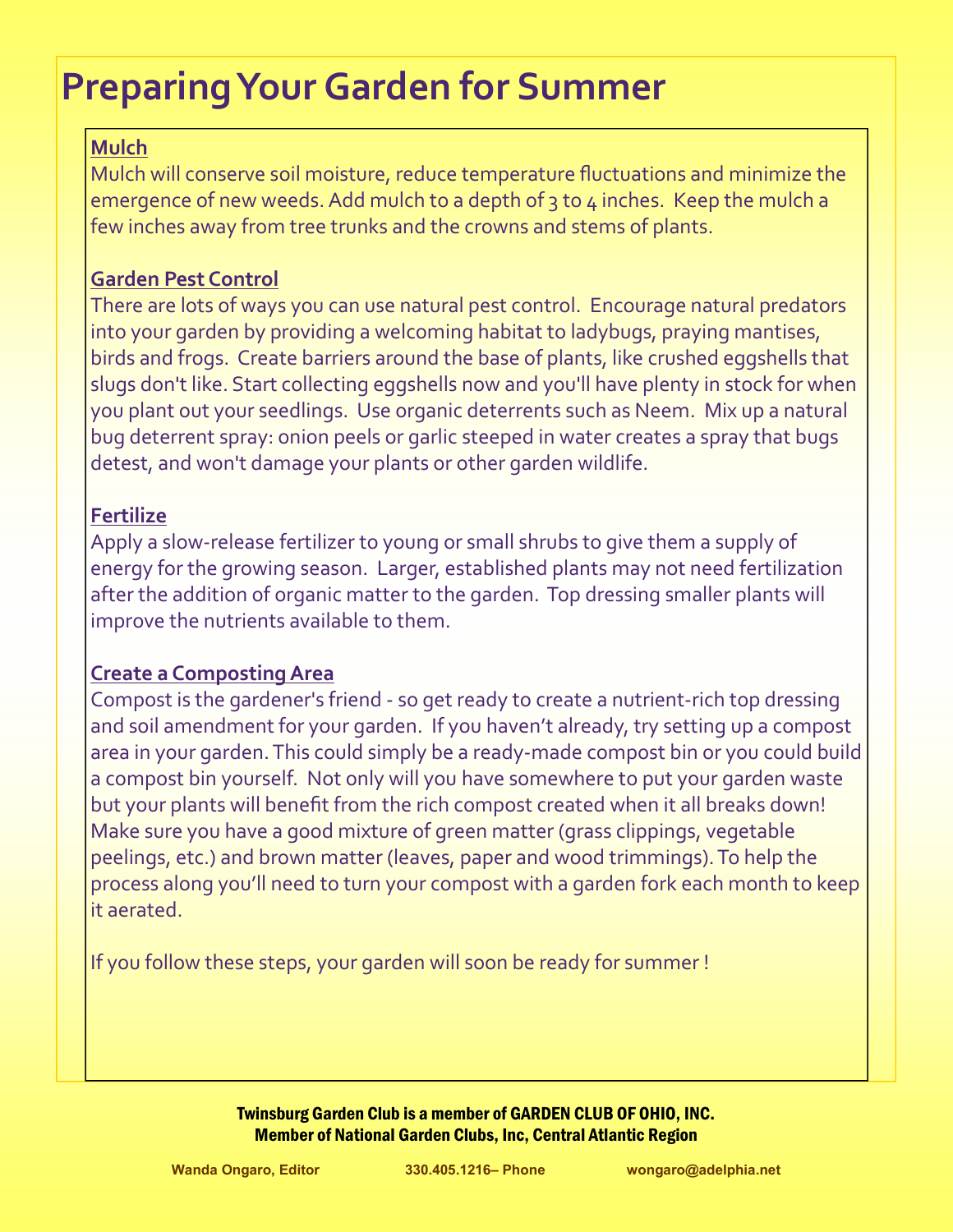# Preparing Your Garden for Summer

**Mulch**

Mulch will conserve soil moisture, reduce temperature fluctuations and minimize the emergence of new weeds. Add mulch to a depth of 3 to 4 inches. Keep the mulch a few inches away from tree trunks and the crowns and stems of plants.

**Garden Pest Control**

There are lots of ways you can use natural pest control. Encourage natural predators into your garden by providing a welcoming habitat to ladybugs, praying mantises, birds and frogs. Create barriers around the base of plants, like crushed eggshells that slugs don't like. Start collecting eggshells now and you'll have plenty in stock for when you plant out your seedlings. Use organic deterrents such as Neem. Mix up a natural bug deterrent spray: onion peels or garlic steeped in water creates a spray that bugs detest, and won't damage your plants or other garden wildlife.

**Fertilize**

Apply a slow-release fertilizer to young or small shrubs to give them a supply of energy for the growing season. Larger, established plants may not need fertilization after the addition of organic matter to the garden. Top dressing smaller plants will improve the nutrients available to them.

**Create a Composting Area**

Compost is the gardener's friend - so get ready to create a nutrient-rich top dressing and soil amendment for your garden. If you haven't already, try setting up a compost area in your garden. This could simply be a ready-made compost bin or you could build a compost bin yourself. Not only will you have somewhere to put your garden waste but your plants will benefit from the rich compost created when it all breaks down! Make sure you have a good mixture of green matter (grass clippings, vegetable peelings, etc.) and brown matter (leaves, paper and wood trimmings). To help the process along you'll need to turn your compost with a garden fork each month to keep it aerated.

If you follow these steps, your garden will soon be ready for summer !

**Twinsburg Garden Club is a member of GARDEN CLUB OF OHIO, INC.**
**Member of National Garden Clubs, Inc, Central Atlantic Region**

Wanda Ongaro, Editor | 330.405.1216– Phone | wongaro@adelphia.net